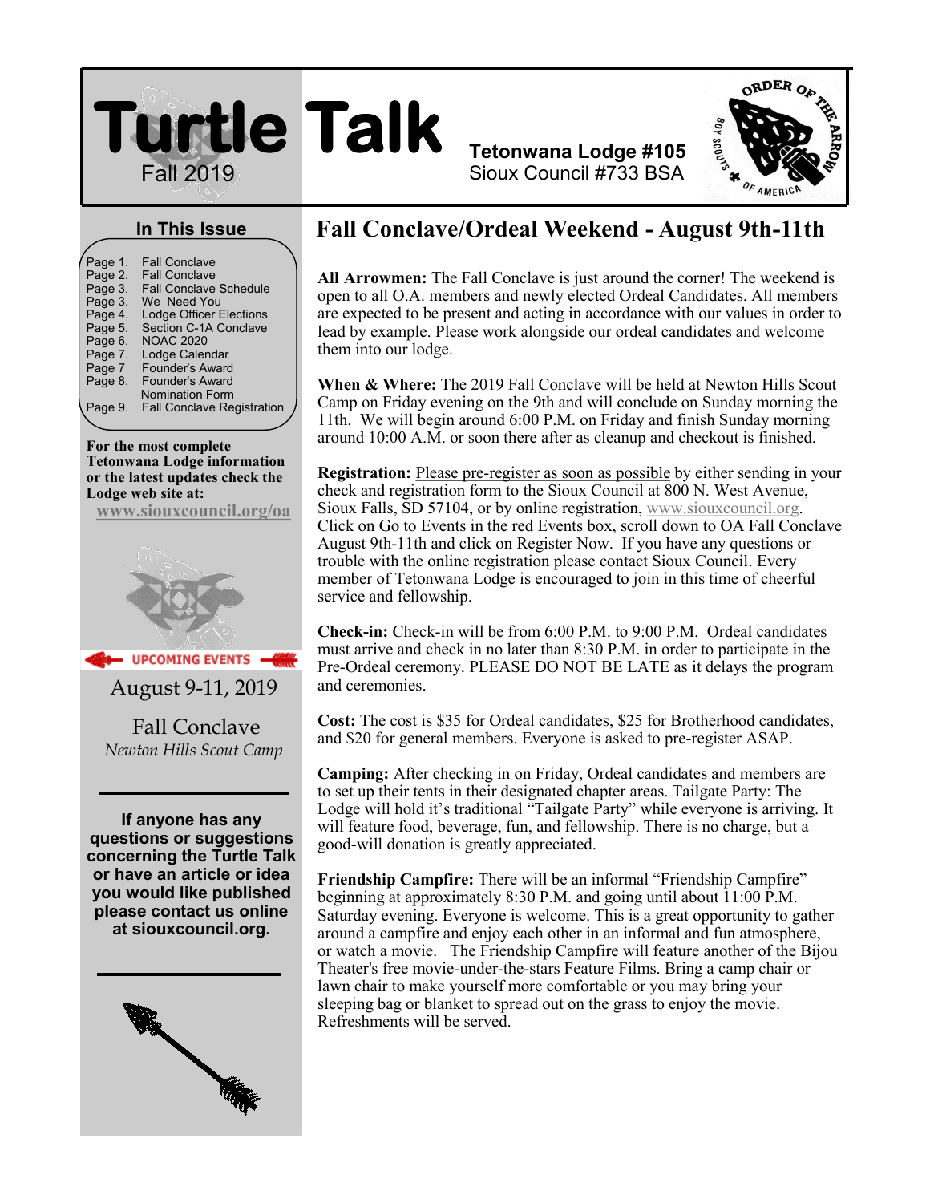# Turtle Talk

Fall 2019

**Tetonwana Lodge #105**
Sioux Council #733 BSA

## In This Issue

| | |
|---|---|
| Page 1. | Fall Conclave |
| Page 2. | Fall Conclave |
| Page 3. | Fall Conclave Schedule |
| Page 3. | We Need You |
| Page 4. | Lodge Officer Elections |
| Page 5. | Section C-1A Conclave |
| Page 6. | NOAC 2020 |
| Page 7. | Lodge Calendar |
| Page 7 | Founder's Award |
| Page 8. | Founder's Award Nomination Form |
| Page 9. | Fall Conclave Registration |

**For the most complete Tetonwana Lodge information or the latest updates check the Lodge web site at:**
**www.siouxcouncil.org/oa**

**UPCOMING EVENTS**

August 9-11, 2019

Fall Conclave
*Newton Hills Scout Camp*

**If anyone has any questions or suggestions concerning the Turtle Talk or have an article or idea you would like published please contact us online at siouxcouncil.org.**

## Fall Conclave/Ordeal Weekend - August 9th-11th

**All Arrowmen:** The Fall Conclave is just around the corner! The weekend is open to all O.A. members and newly elected Ordeal Candidates. All members are expected to be present and acting in accordance with our values in order to lead by example. Please work alongside our ordeal candidates and welcome them into our lodge.

**When & Where:** The 2019 Fall Conclave will be held at Newton Hills Scout Camp on Friday evening on the 9th and will conclude on Sunday morning the 11th. We will begin around 6:00 P.M. on Friday and finish Sunday morning around 10:00 A.M. or soon there after as cleanup and checkout is finished.

**Registration:** Please pre-register as soon as possible by either sending in your check and registration form to the Sioux Council at 800 N. West Avenue, Sioux Falls, SD 57104, or by online registration, www.siouxcouncil.org. Click on Go to Events in the red Events box, scroll down to OA Fall Conclave August 9th-11th and click on Register Now. If you have any questions or trouble with the online registration please contact Sioux Council. Every member of Tetonwana Lodge is encouraged to join in this time of cheerful service and fellowship.

**Check-in:** Check-in will be from 6:00 P.M. to 9:00 P.M. Ordeal candidates must arrive and check in no later than 8:30 P.M. in order to participate in the Pre-Ordeal ceremony. PLEASE DO NOT BE LATE as it delays the program and ceremonies.

**Cost:** The cost is $35 for Ordeal candidates, $25 for Brotherhood candidates, and $20 for general members. Everyone is asked to pre-register ASAP.

**Camping:** After checking in on Friday, Ordeal candidates and members are to set up their tents in their designated chapter areas. Tailgate Party: The Lodge will hold it's traditional "Tailgate Party" while everyone is arriving. It will feature food, beverage, fun, and fellowship. There is no charge, but a good-will donation is greatly appreciated.

**Friendship Campfire:** There will be an informal "Friendship Campfire" beginning at approximately 8:30 P.M. and going until about 11:00 P.M. Saturday evening. Everyone is welcome. This is a great opportunity to gather around a campfire and enjoy each other in an informal and fun atmosphere, or watch a movie. The Friendship Campfire will feature another of the Bijou Theater's free movie-under-the-stars Feature Films. Bring a camp chair or lawn chair to make yourself more comfortable or you may bring your sleeping bag or blanket to spread out on the grass to enjoy the movie. Refreshments will be served.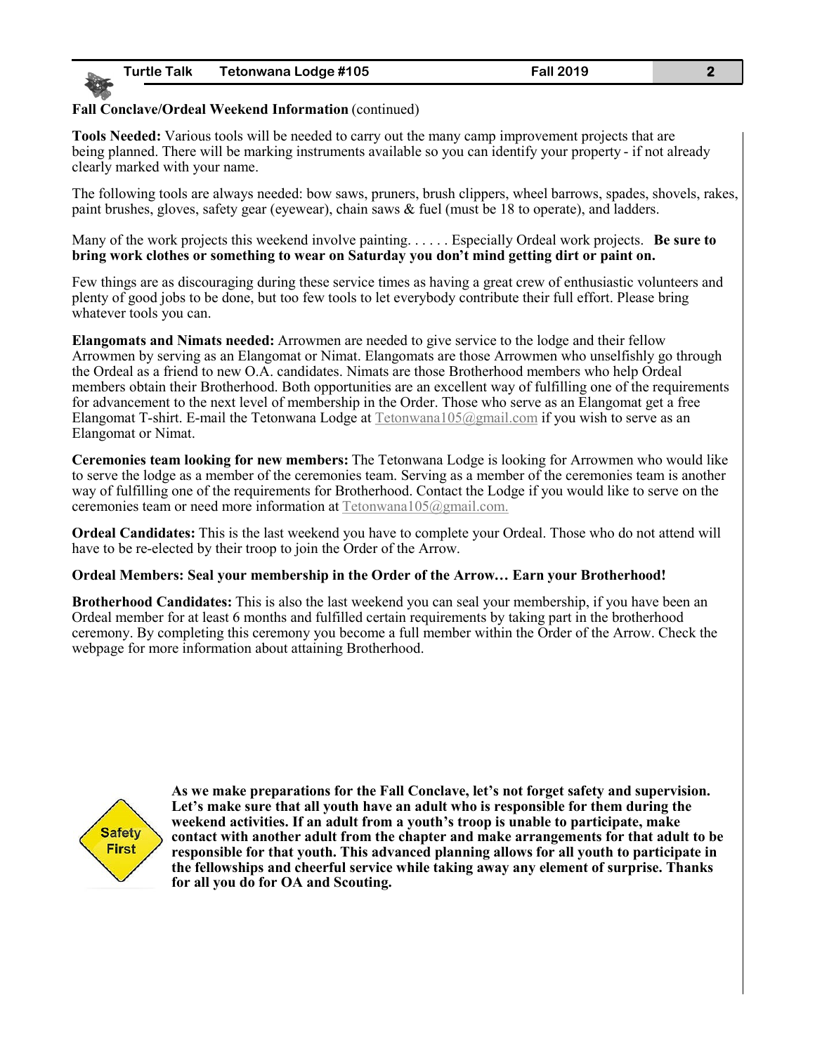**Fall Conclave/Ordeal Weekend Information** (continued)

**Tools Needed:** Various tools will be needed to carry out the many camp improvement projects that are being planned. There will be marking instruments available so you can identify your property - if not already clearly marked with your name.

The following tools are always needed: bow saws, pruners, brush clippers, wheel barrows, spades, shovels, rakes, paint brushes, gloves, safety gear (eyewear), chain saws & fuel (must be 18 to operate), and ladders.

Many of the work projects this weekend involve painting. . . . . . Especially Ordeal work projects. **Be sure to bring work clothes or something to wear on Saturday you don't mind getting dirt or paint on.**

Few things are as discouraging during these service times as having a great crew of enthusiastic volunteers and plenty of good jobs to be done, but too few tools to let everybody contribute their full effort. Please bring whatever tools you can.

**Elangomats and Nimats needed:** Arrowmen are needed to give service to the lodge and their fellow Arrowmen by serving as an Elangomat or Nimat. Elangomats are those Arrowmen who unselfishly go through the Ordeal as a friend to new O.A. candidates. Nimats are those Brotherhood members who help Ordeal members obtain their Brotherhood. Both opportunities are an excellent way of fulfilling one of the requirements for advancement to the next level of membership in the Order. Those who serve as an Elangomat get a free Elangomat T-shirt. E-mail the Tetonwana Lodge at Tetonwana105@gmail.com if you wish to serve as an Elangomat or Nimat.

**Ceremonies team looking for new members:** The Tetonwana Lodge is looking for Arrowmen who would like to serve the lodge as a member of the ceremonies team. Serving as a member of the ceremonies team is another way of fulfilling one of the requirements for Brotherhood. Contact the Lodge if you would like to serve on the ceremonies team or need more information at Tetonwana105@gmail.com.

**Ordeal Candidates:** This is the last weekend you have to complete your Ordeal. Those who do not attend will have to be re-elected by their troop to join the Order of the Arrow.

**Ordeal Members: Seal your membership in the Order of the Arrow… Earn your Brotherhood!**

**Brotherhood Candidates:** This is also the last weekend you can seal your membership, if you have been an Ordeal member for at least 6 months and fulfilled certain requirements by taking part in the brotherhood ceremony. By completing this ceremony you become a full member within the Order of the Arrow. Check the webpage for more information about attaining Brotherhood.

Safety First

**As we make preparations for the Fall Conclave, let's not forget safety and supervision. Let's make sure that all youth have an adult who is responsible for them during the weekend activities. If an adult from a youth's troop is unable to participate, make contact with another adult from the chapter and make arrangements for that adult to be responsible for that youth. This advanced planning allows for all youth to participate in the fellowships and cheerful service while taking away any element of surprise. Thanks for all you do for OA and Scouting.**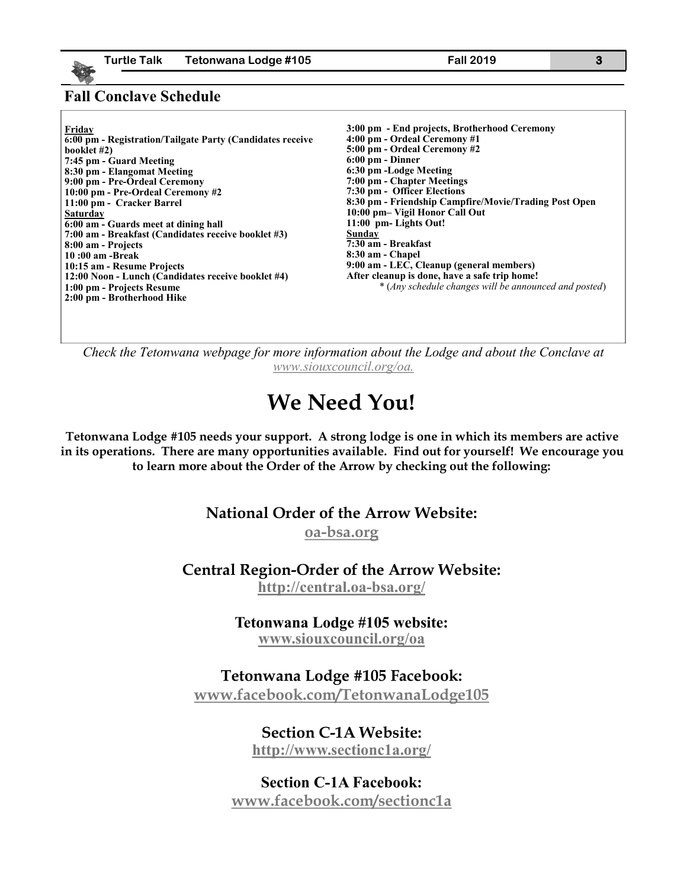## Fall Conclave Schedule

**Friday**

**6:00 pm - Registration/Tailgate Party (Candidates receive booklet #2)**
**7:45 pm - Guard Meeting**
**8:30 pm - Elangomat Meeting**
**9:00 pm - Pre-Ordeal Ceremony**
**10:00 pm - Pre-Ordeal Ceremony #2**
**11:00 pm - Cracker Barrel**

**Saturday**

**6:00 am - Guards meet at dining hall**
**7:00 am - Breakfast (Candidates receive booklet #3)**
**8:00 am - Projects**
**10 :00 am -Break**
**10:15 am - Resume Projects**
**12:00 Noon - Lunch (Candidates receive booklet #4)**
**1:00 pm - Projects Resume**
**2:00 pm - Brotherhood Hike**
**3:00 pm - End projects, Brotherhood Ceremony**
**4:00 pm - Ordeal Ceremony #1**
**5:00 pm - Ordeal Ceremony #2**
**6:00 pm - Dinner**
**6:30 pm -Lodge Meeting**
**7:00 pm - Chapter Meetings**
**7:30 pm - Officer Elections**
**8:30 pm - Friendship Campfire/Movie/Trading Post Open**
**10:00 pm– Vigil Honor Call Out**
**11:00 pm- Lights Out!**

**Sunday**

**7:30 am - Breakfast**
**8:30 am - Chapel**
**9:00 am - LEC, Cleanup (general members)**
**After cleanup is done, have a safe trip home!**

\* (*Any schedule changes will be announced and posted*)

*Check the Tetonwana webpage for more information about the Lodge and about the Conclave at www.siouxcouncil.org/oa.*

# We Need You!

**Tetonwana Lodge #105 needs your support. A strong lodge is one in which its members are active in its operations. There are many opportunities available. Find out for yourself! We encourage you to learn more about the Order of the Arrow by checking out the following:**

### National Order of the Arrow Website:

**oa-bsa.org**

### Central Region-Order of the Arrow Website:

**http://central.oa-bsa.org/**

### Tetonwana Lodge #105 website:

**www.siouxcouncil.org/oa**

### Tetonwana Lodge #105 Facebook:

**www.facebook.com/TetonwanaLodge105**

### Section C-1A Website:

**http://www.sectionc1a.org/**

### Section C-1A Facebook:

**www.facebook.com/sectionc1a**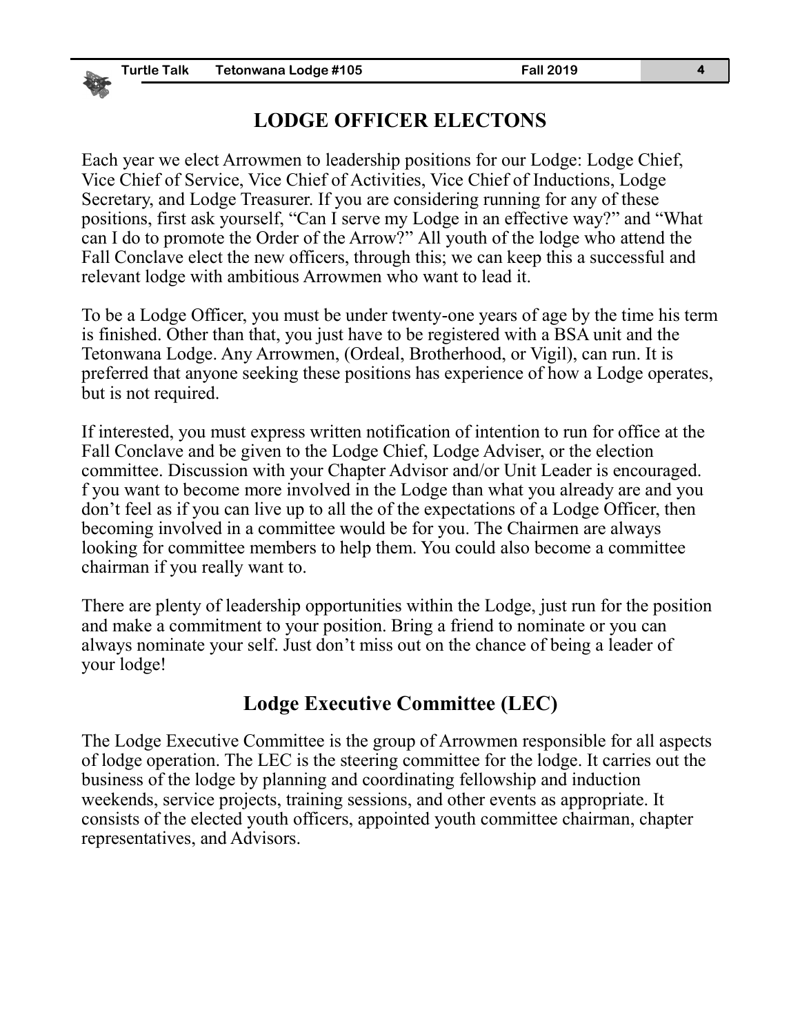# LODGE OFFICER ELECTONS

Each year we elect Arrowmen to leadership positions for our Lodge: Lodge Chief, Vice Chief of Service, Vice Chief of Activities, Vice Chief of Inductions, Lodge Secretary, and Lodge Treasurer. If you are considering running for any of these positions, first ask yourself, "Can I serve my Lodge in an effective way?" and "What can I do to promote the Order of the Arrow?" All youth of the lodge who attend the Fall Conclave elect the new officers, through this; we can keep this a successful and relevant lodge with ambitious Arrowmen who want to lead it.

To be a Lodge Officer, you must be under twenty-one years of age by the time his term is finished. Other than that, you just have to be registered with a BSA unit and the Tetonwana Lodge. Any Arrowmen, (Ordeal, Brotherhood, or Vigil), can run. It is preferred that anyone seeking these positions has experience of how a Lodge operates, but is not required.

If interested, you must express written notification of intention to run for office at the Fall Conclave and be given to the Lodge Chief, Lodge Adviser, or the election committee. Discussion with your Chapter Advisor and/or Unit Leader is encouraged. f you want to become more involved in the Lodge than what you already are and you don't feel as if you can live up to all the of the expectations of a Lodge Officer, then becoming involved in a committee would be for you. The Chairmen are always looking for committee members to help them. You could also become a committee chairman if you really want to.

There are plenty of leadership opportunities within the Lodge, just run for the position and make a commitment to your position. Bring a friend to nominate or you can always nominate your self. Just don't miss out on the chance of being a leader of your lodge!

## Lodge Executive Committee (LEC)

The Lodge Executive Committee is the group of Arrowmen responsible for all aspects of lodge operation. The LEC is the steering committee for the lodge. It carries out the business of the lodge by planning and coordinating fellowship and induction weekends, service projects, training sessions, and other events as appropriate. It consists of the elected youth officers, appointed youth committee chairman, chapter representatives, and Advisors.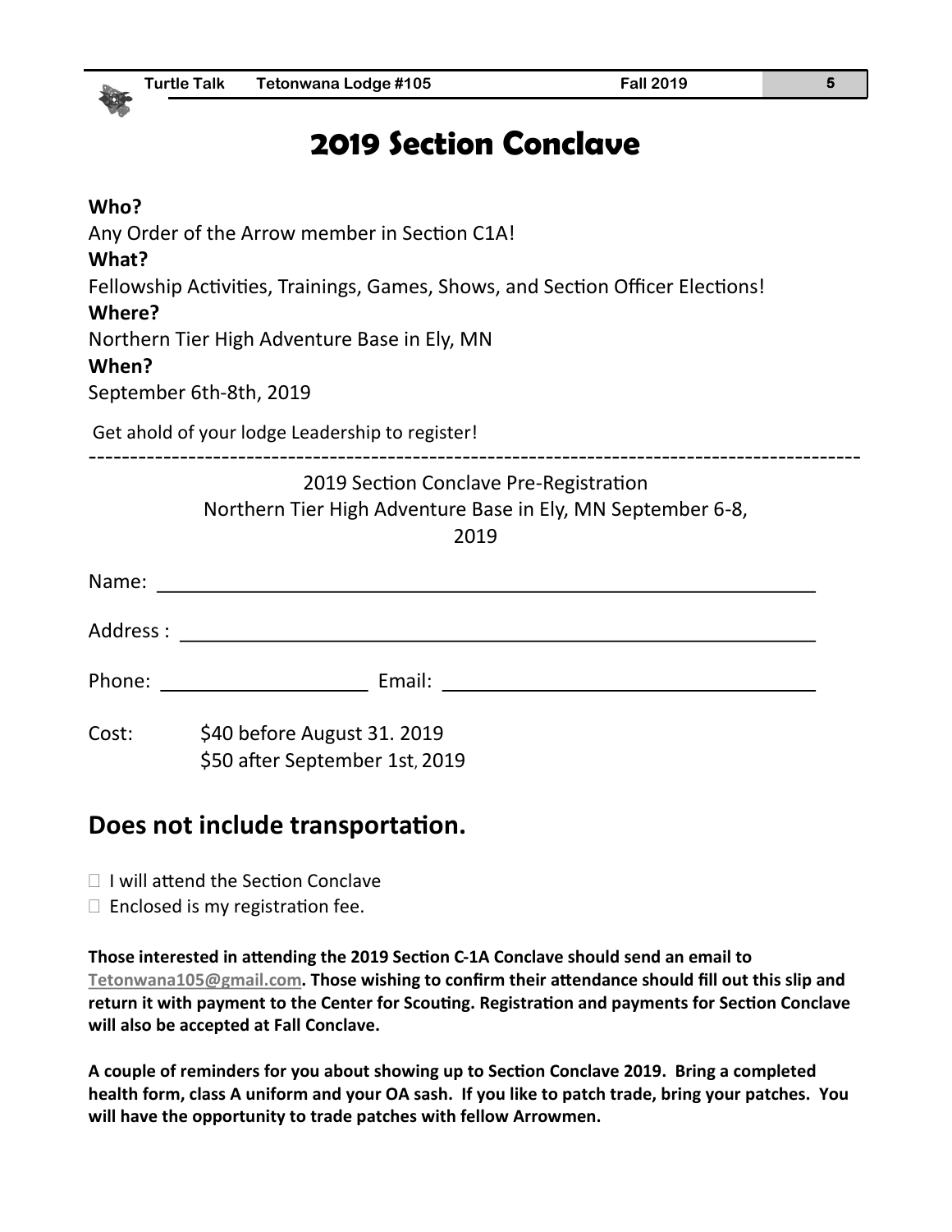# 2019 Section Conclave

**Who?**
Any Order of the Arrow member in Section C1A!
**What?**
Fellowship Activities, Trainings, Games, Shows, and Section Officer Elections!
**Where?**
Northern Tier High Adventure Base in Ely, MN
**When?**
September 6th-8th, 2019

Get ahold of your lodge Leadership to register!

---

2019 Section Conclave Pre-Registration
Northern Tier High Adventure Base in Ely, MN September 6-8, 2019

Name: ____________________________________________

Address : ____________________________________________

Phone: ____________________ Email: ________________________

Cost: $40 before August 31. 2019
$50 after September 1st, 2019

## Does not include transportation.

- ☐ I will attend the Section Conclave
- ☐ Enclosed is my registration fee.

**Those interested in attending the 2019 Section C-1A Conclave should send an email to Tetonwana105@gmail.com. Those wishing to confirm their attendance should fill out this slip and return it with payment to the Center for Scouting. Registration and payments for Section Conclave will also be accepted at Fall Conclave.**

**A couple of reminders for you about showing up to Section Conclave 2019. Bring a completed health form, class A uniform and your OA sash. If you like to patch trade, bring your patches. You will have the opportunity to trade patches with fellow Arrowmen.**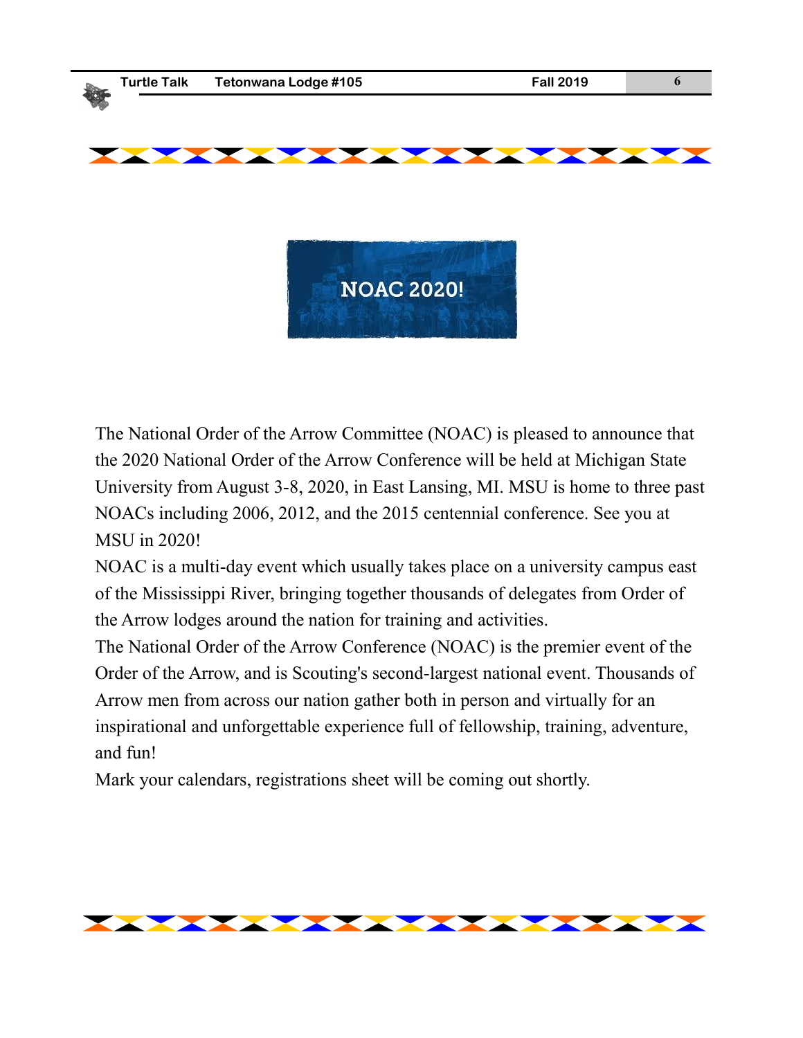# NOAC 2020!

The National Order of the Arrow Committee (NOAC) is pleased to announce that the 2020 National Order of the Arrow Conference will be held at Michigan State University from August 3-8, 2020, in East Lansing, MI. MSU is home to three past NOACs including 2006, 2012, and the 2015 centennial conference. See you at MSU in 2020!

NOAC is a multi-day event which usually takes place on a university campus east of the Mississippi River, bringing together thousands of delegates from Order of the Arrow lodges around the nation for training and activities.

The National Order of the Arrow Conference (NOAC) is the premier event of the Order of the Arrow, and is Scouting's second-largest national event. Thousands of Arrow men from across our nation gather both in person and virtually for an inspirational and unforgettable experience full of fellowship, training, adventure, and fun!

Mark your calendars, registrations sheet will be coming out shortly.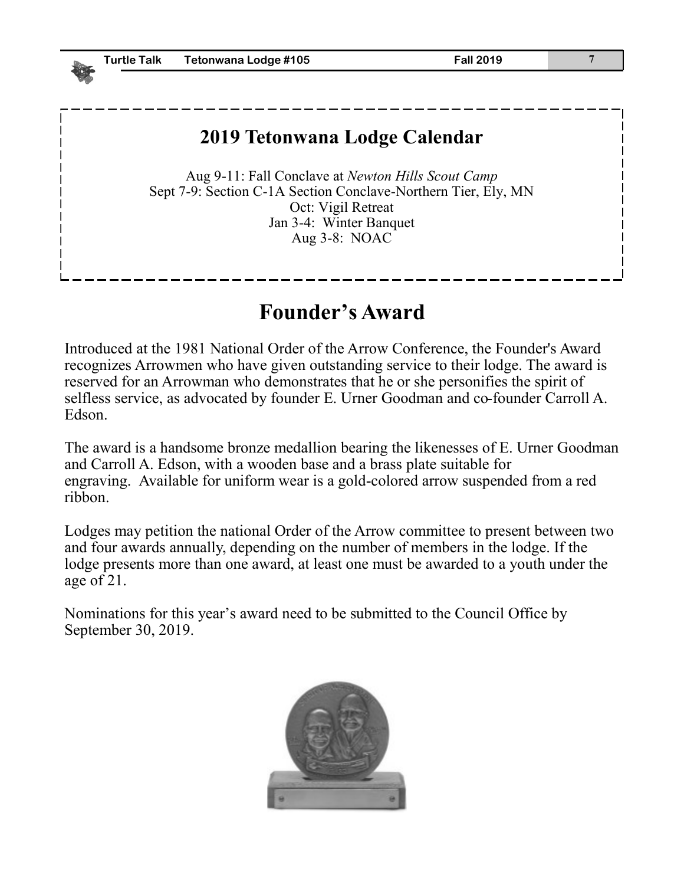## 2019 Tetonwana Lodge Calendar

Aug 9-11: Fall Conclave at *Newton Hills Scout Camp*
Sept 7-9: Section C-1A Section Conclave-Northern Tier, Ely, MN
Oct: Vigil Retreat
Jan 3-4: Winter Banquet
Aug 3-8: NOAC

# Founder's Award

Introduced at the 1981 National Order of the Arrow Conference, the Founder's Award recognizes Arrowmen who have given outstanding service to their lodge. The award is reserved for an Arrowman who demonstrates that he or she personifies the spirit of selfless service, as advocated by founder E. Urner Goodman and co-founder Carroll A. Edson.

The award is a handsome bronze medallion bearing the likenesses of E. Urner Goodman and Carroll A. Edson, with a wooden base and a brass plate suitable for engraving. Available for uniform wear is a gold-colored arrow suspended from a red ribbon.

Lodges may petition the national Order of the Arrow committee to present between two and four awards annually, depending on the number of members in the lodge. If the lodge presents more than one award, at least one must be awarded to a youth under the age of 21.

Nominations for this year's award need to be submitted to the Council Office by September 30, 2019.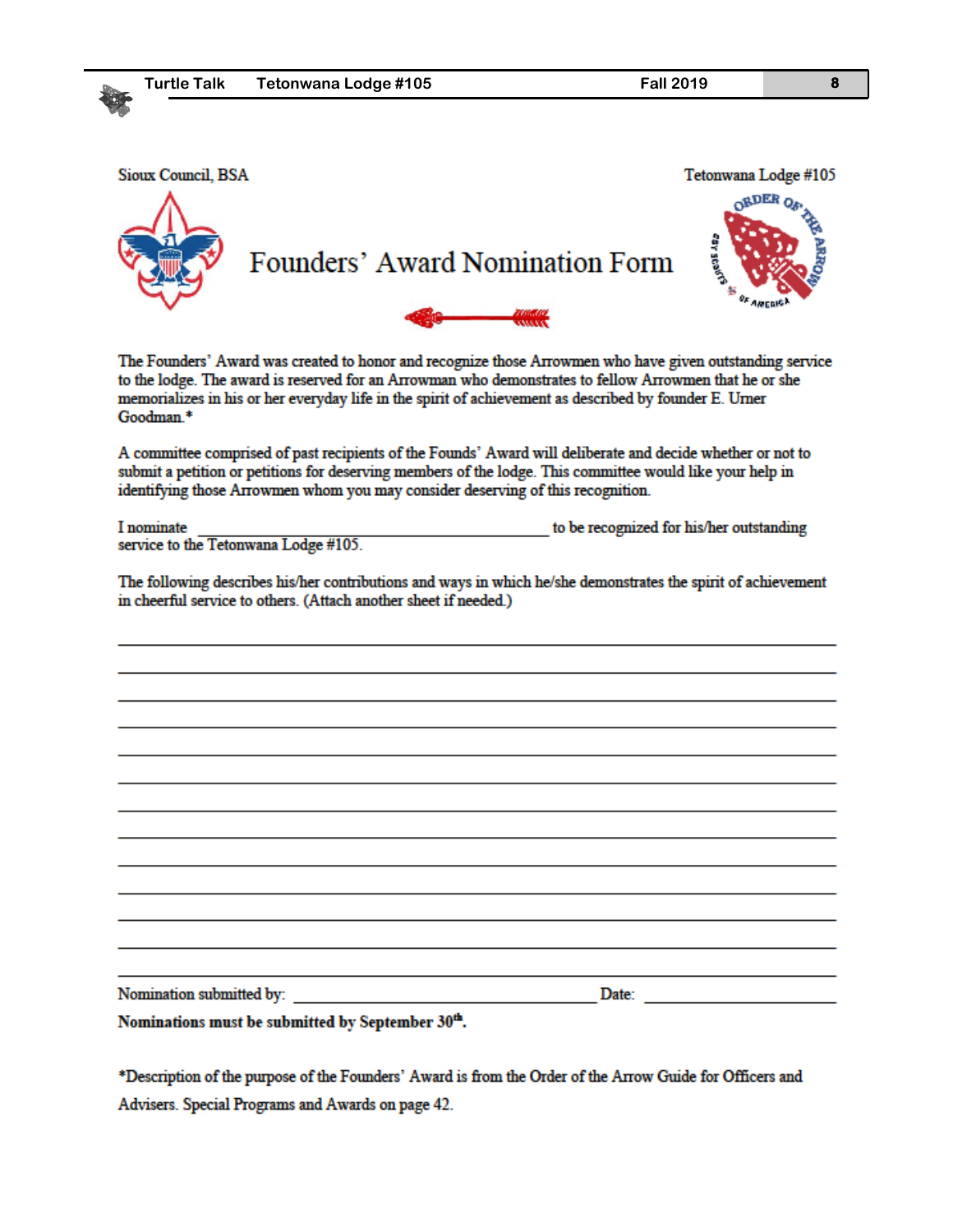Sioux Council, BSA

Tetonwana Lodge #105

# Founders' Award Nomination Form

The Founders' Award was created to honor and recognize those Arrowmen who have given outstanding service to the lodge. The award is reserved for an Arrowman who demonstrates to fellow Arrowmen that he or she memorializes in his or her everyday life in the spirit of achievement as described by founder E. Urner Goodman.*

A committee comprised of past recipients of the Founds' Award will deliberate and decide whether or not to submit a petition or petitions for deserving members of the lodge. This committee would like your help in identifying those Arrowmen whom you may consider deserving of this recognition.

I nominate ______________________________________________ to be recognized for his/her outstanding service to the Tetonwana Lodge #105.

The following describes his/her contributions and ways in which he/she demonstrates the spirit of achievement in cheerful service to others. (Attach another sheet if needed.)

______________________________________________________________________________

______________________________________________________________________________

______________________________________________________________________________

______________________________________________________________________________

______________________________________________________________________________

______________________________________________________________________________

______________________________________________________________________________

______________________________________________________________________________

______________________________________________________________________________

______________________________________________________________________________

______________________________________________________________________________

______________________________________________________________________________

______________________________________________________________________________

Nomination submitted by: ________________________________________ Date: ____________________

**Nominations must be submitted by September 30th.**

*Description of the purpose of the Founders' Award is from the Order of the Arrow Guide for Officers and Advisers. Special Programs and Awards on page 42.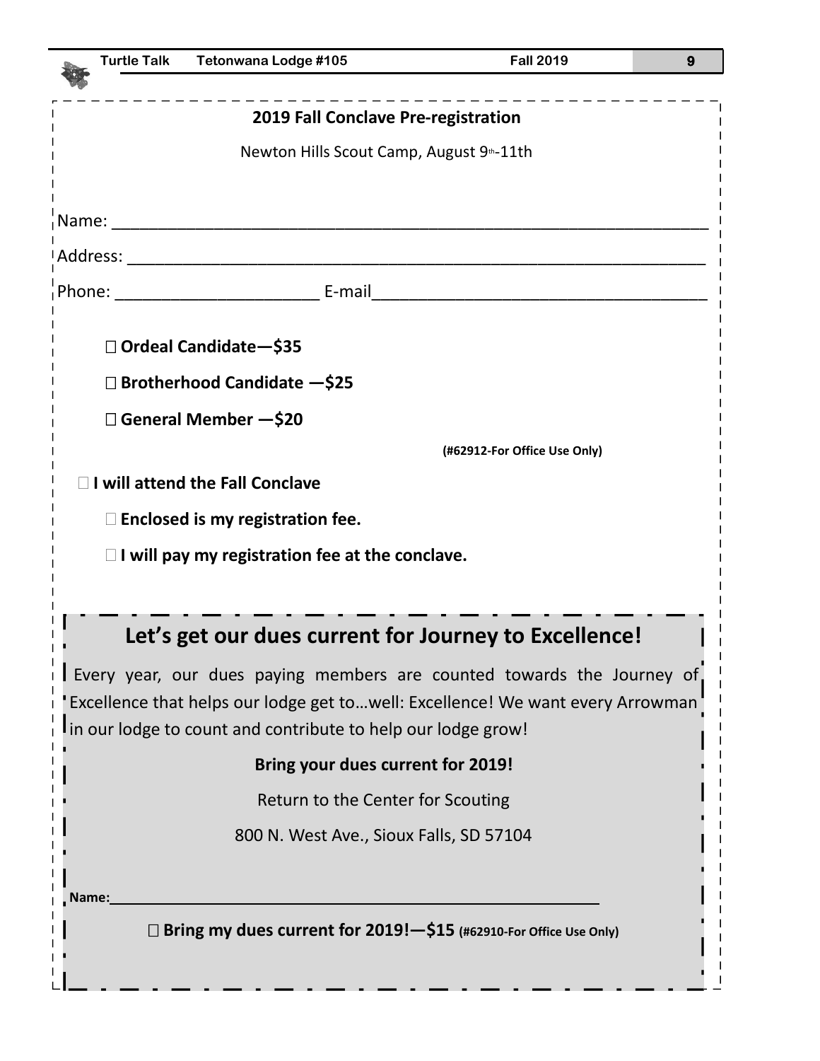## 2019 Fall Conclave Pre-registration

Newton Hills Scout Camp, August 9th-11th

Name: ______________________________________________________________

Address: ____________________________________________________________

Phone: ______________________ E-mail___________________________________

☐ **Ordeal Candidate—$35**

☐ **Brotherhood Candidate —$25**

☐ **General Member —$20**

**(#62912-For Office Use Only)**

☐ **I will attend the Fall Conclave**

☐ **Enclosed is my registration fee.**

☐ **I will pay my registration fee at the conclave.**

## Let's get our dues current for Journey to Excellence!

Every year, our dues paying members are counted towards the Journey of Excellence that helps our lodge get to…well: Excellence! We want every Arrowman in our lodge to count and contribute to help our lodge grow!

**Bring your dues current for 2019!**

Return to the Center for Scouting

800 N. West Ave., Sioux Falls, SD 57104

**Name:**_______________________________________________________

☐ **Bring my dues current for 2019!—$15 (#62910-For Office Use Only)**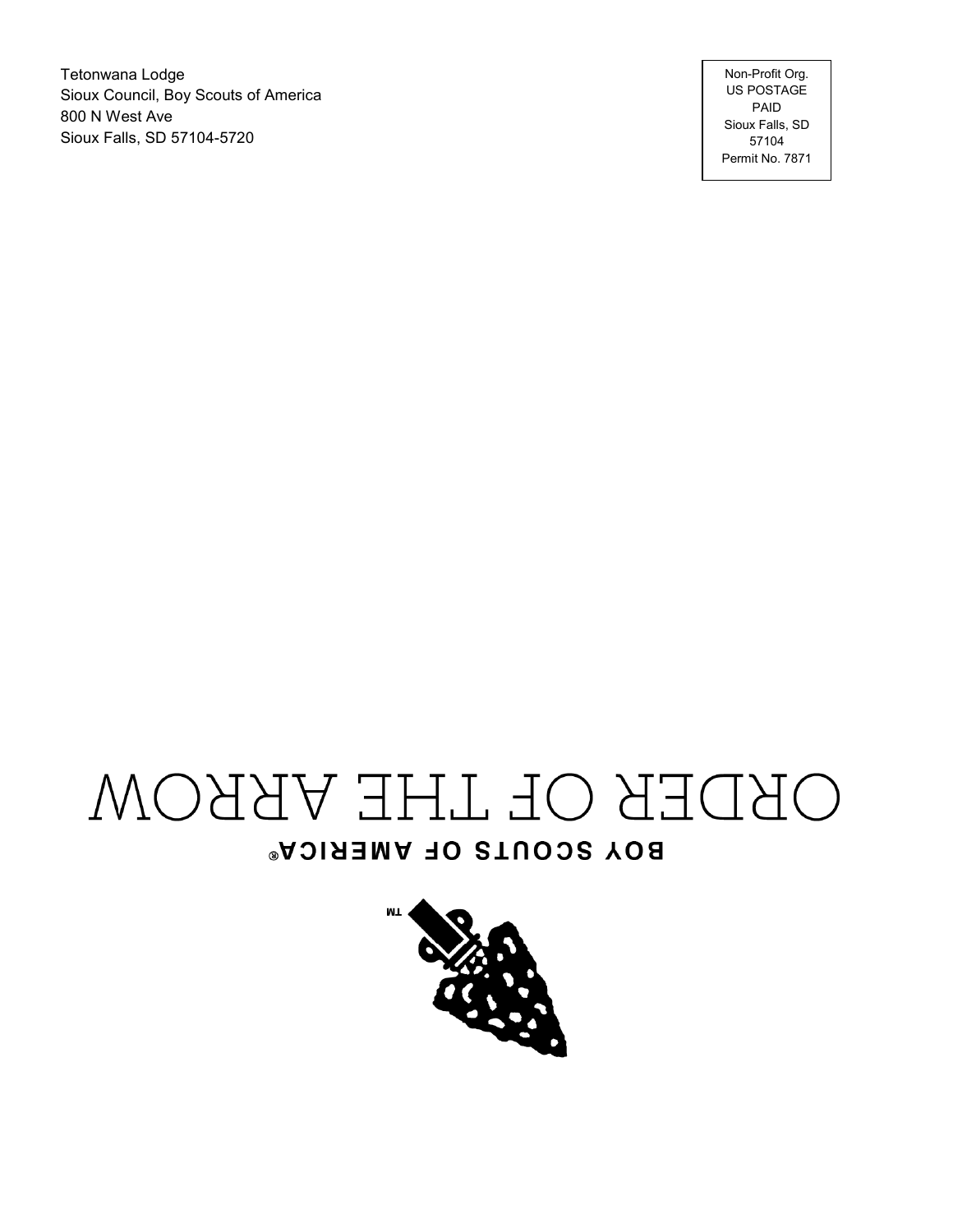Tetonwana Lodge
Sioux Council, Boy Scouts of America
800 N West Ave
Sioux Falls, SD 57104-5720

Non-Profit Org.
US POSTAGE
PAID
Sioux Falls, SD
57104
Permit No. 7871

ORDER OF THE ARROW

BOY SCOUTS OF AMERICA®

TM